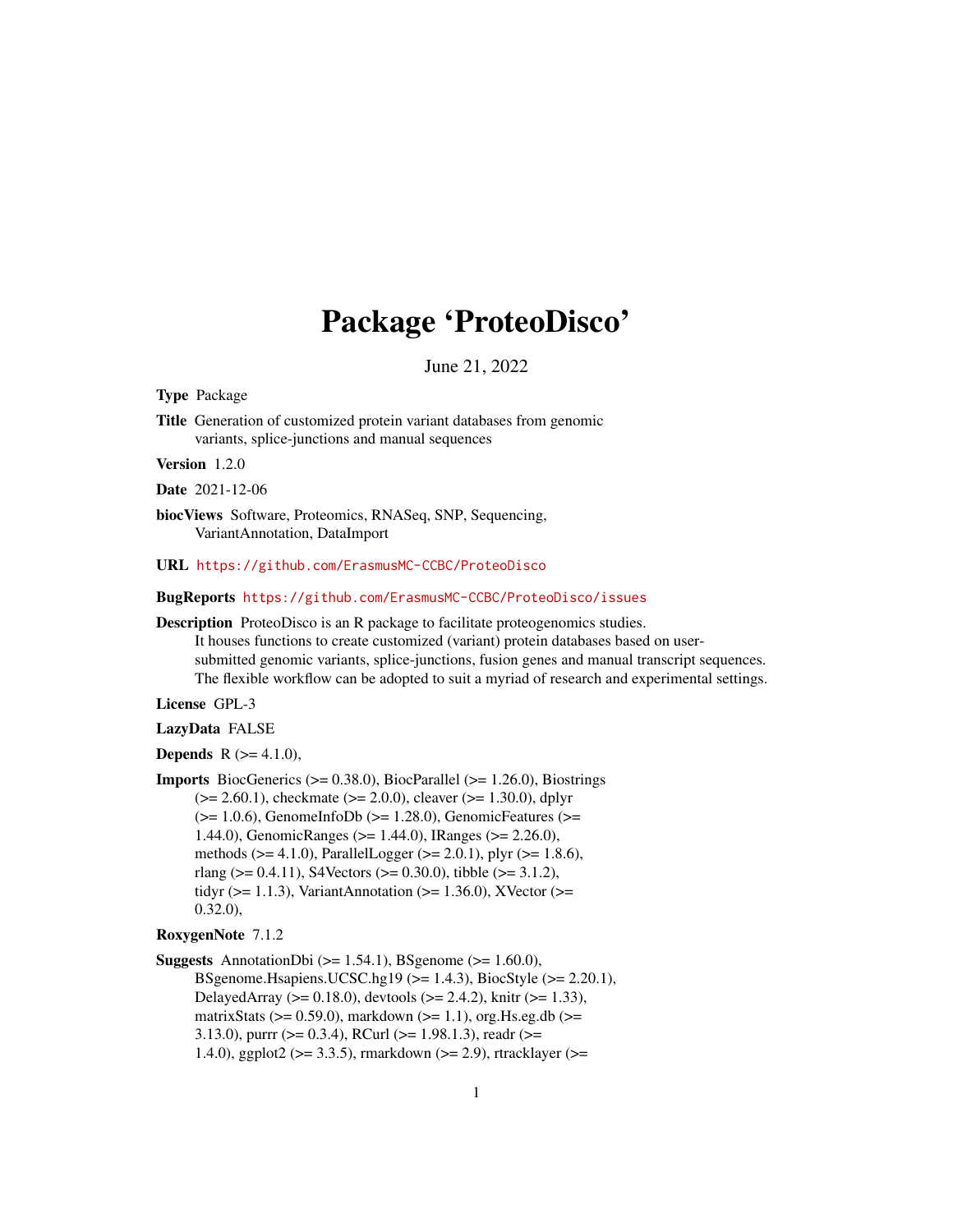# Package 'ProteoDisco'

June 21, 2022

**Type** Package

**Title** Generation of customized protein variant databases from genomic variants, splice-junctions and manual sequences

**Version** 1.2.0

**Date** 2021-12-06

**biocViews** Software, Proteomics, RNASeq, SNP, Sequencing, VariantAnnotation, DataImport

**URL** https://github.com/ErasmusMC-CCBC/ProteoDisco

**BugReports** https://github.com/ErasmusMC-CCBC/ProteoDisco/issues

**Description** ProteoDisco is an R package to facilitate proteogenomics studies. It houses functions to create customized (variant) protein databases based on user-submitted genomic variants, splice-junctions, fusion genes and manual transcript sequences. The flexible workflow can be adopted to suit a myriad of research and experimental settings.

**License** GPL-3

**LazyData** FALSE

**Depends** R (>= 4.1.0),

**Imports** BiocGenerics (>= 0.38.0), BiocParallel (>= 1.26.0), Biostrings (>= 2.60.1), checkmate (>= 2.0.0), cleaver (>= 1.30.0), dplyr (>= 1.0.6), GenomeInfoDb (>= 1.28.0), GenomicFeatures (>= 1.44.0), GenomicRanges (>= 1.44.0), IRanges (>= 2.26.0), methods (>= 4.1.0), ParallelLogger (>= 2.0.1), plyr (>= 1.8.6), rlang (>= 0.4.11), S4Vectors (>= 0.30.0), tibble (>= 3.1.2), tidyr (>= 1.1.3), VariantAnnotation (>= 1.36.0), XVector (>= 0.32.0),

**RoxygenNote** 7.1.2

**Suggests** AnnotationDbi (>= 1.54.1), BSgenome (>= 1.60.0), BSgenome.Hsapiens.UCSC.hg19 (>= 1.4.3), BiocStyle (>= 2.20.1), DelayedArray (>= 0.18.0), devtools (>= 2.4.2), knitr (>= 1.33), matrixStats (>= 0.59.0), markdown (>= 1.1), org.Hs.eg.db (>= 3.13.0), purrr (>= 0.3.4), RCurl (>= 1.98.1.3), readr (>= 1.4.0), ggplot2 (>= 3.3.5), rmarkdown (>= 2.9), rtracklayer (>=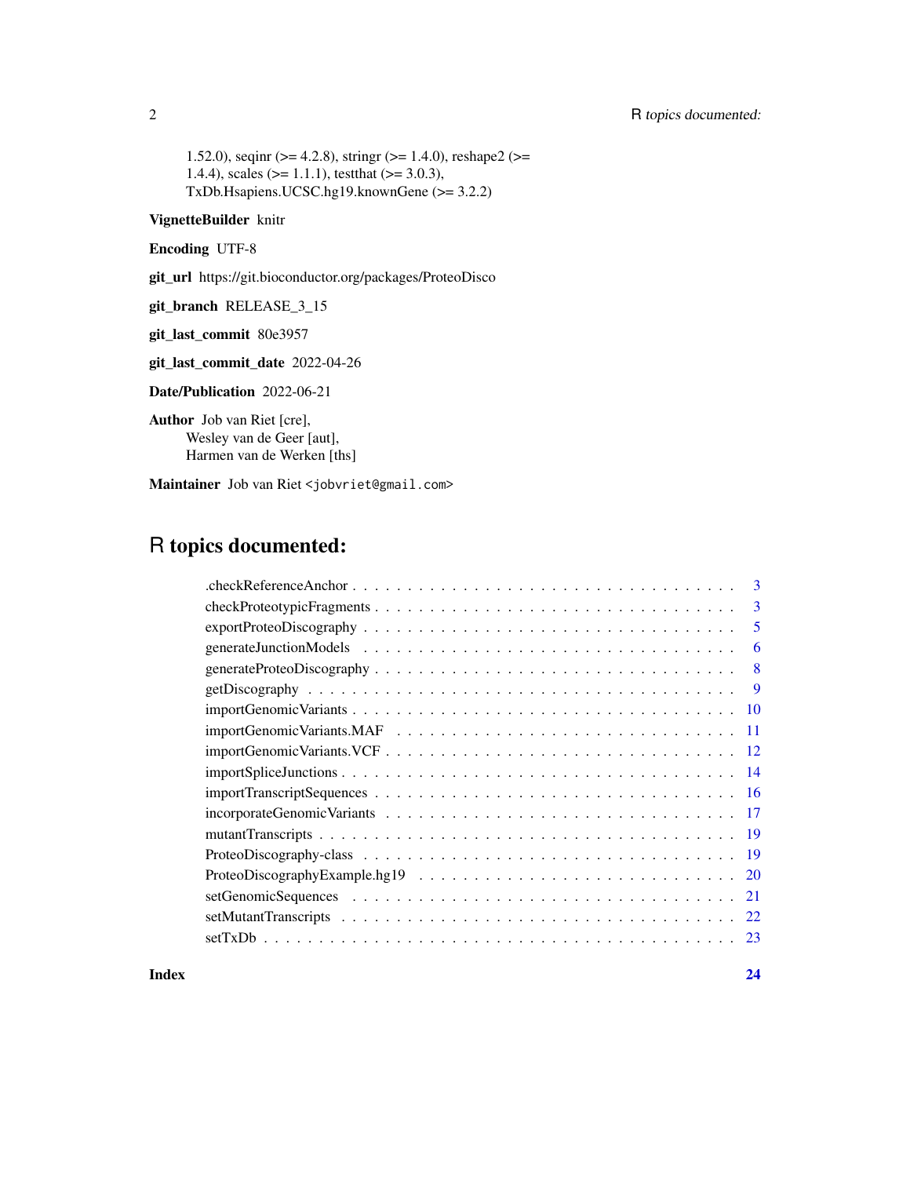1.52.0), seqinr (>= 4.2.8), stringr (>= 1.4.0), reshape2 (>= 1.4.4), scales (>= 1.1.1), testthat (>= 3.0.3), TxDb.Hsapiens.UCSC.hg19.knownGene (>= 3.2.2)

**VignetteBuilder** knitr

**Encoding** UTF-8

**git_url** https://git.bioconductor.org/packages/ProteoDisco

**git_branch** RELEASE_3_15

**git_last_commit** 80e3957

**git_last_commit_date** 2022-04-26

**Date/Publication** 2022-06-21

**Author** Job van Riet [cre],
Wesley van de Geer [aut],
Harmen van de Werken [ths]

**Maintainer** Job van Riet <jobvriet@gmail.com>

# R topics documented:

- .checkReferenceAnchor . . . . . . . . . . . . . . . . . . . . . . . . . . . . . . . . . . 3
- checkProteotypicFragments . . . . . . . . . . . . . . . . . . . . . . . . . . . . . . . . 3
- exportProteoDiscography . . . . . . . . . . . . . . . . . . . . . . . . . . . . . . . . . 5
- generateJunctionModels . . . . . . . . . . . . . . . . . . . . . . . . . . . . . . . . . 6
- generateProteoDiscography . . . . . . . . . . . . . . . . . . . . . . . . . . . . . . . . 8
- getDiscography . . . . . . . . . . . . . . . . . . . . . . . . . . . . . . . . . . . . . 9
- importGenomicVariants . . . . . . . . . . . . . . . . . . . . . . . . . . . . . . . . . 10
- importGenomicVariants.MAF . . . . . . . . . . . . . . . . . . . . . . . . . . . . . . 11
- importGenomicVariants.VCF . . . . . . . . . . . . . . . . . . . . . . . . . . . . . . 12
- importSpliceJunctions . . . . . . . . . . . . . . . . . . . . . . . . . . . . . . . . . 14
- importTranscriptSequences . . . . . . . . . . . . . . . . . . . . . . . . . . . . . . . 16
- incorporateGenomicVariants . . . . . . . . . . . . . . . . . . . . . . . . . . . . . . 17
- mutantTranscripts . . . . . . . . . . . . . . . . . . . . . . . . . . . . . . . . . . . 19
- ProteoDiscography-class . . . . . . . . . . . . . . . . . . . . . . . . . . . . . . . . 19
- ProteoDiscographyExample.hg19 . . . . . . . . . . . . . . . . . . . . . . . . . . . . 20
- setGenomicSequences . . . . . . . . . . . . . . . . . . . . . . . . . . . . . . . . . . 21
- setMutantTranscripts . . . . . . . . . . . . . . . . . . . . . . . . . . . . . . . . . . 22
- setTxDb . . . . . . . . . . . . . . . . . . . . . . . . . . . . . . . . . . . . . . . . . 23

**Index** **24**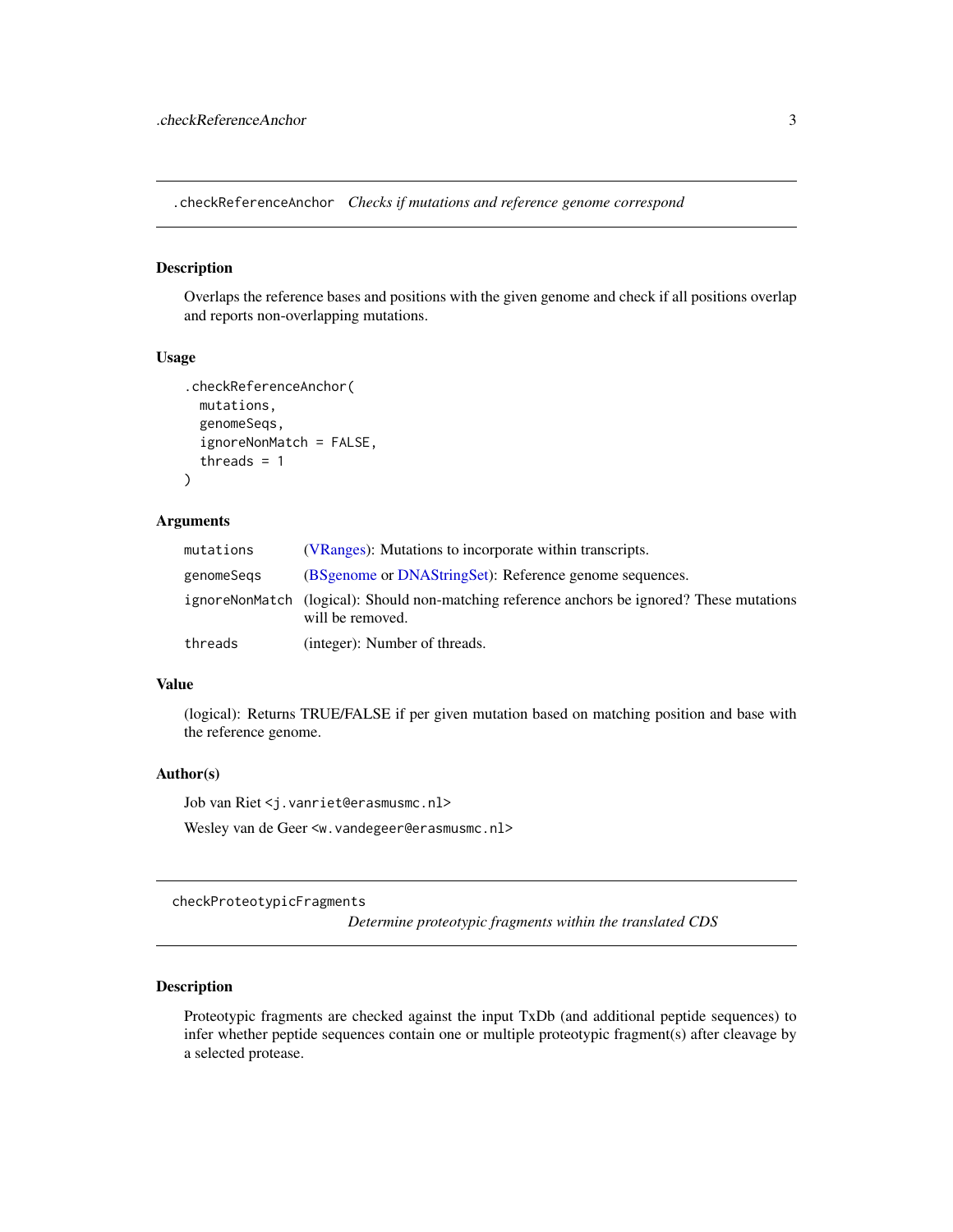## .checkReferenceAnchor *Checks if mutations and reference genome correspond*

### Description

Overlaps the reference bases and positions with the given genome and check if all positions overlap and reports non-overlapping mutations.

### Usage

```
.checkReferenceAnchor(
  mutations,
  genomeSeqs,
  ignoreNonMatch = FALSE,
  threads = 1
)
```

### Arguments

| | |
|---|---|
| `mutations` | (VRanges): Mutations to incorporate within transcripts. |
| `genomeSeqs` | (BSgenome or DNAStringSet): Reference genome sequences. |
| `ignoreNonMatch` | (logical): Should non-matching reference anchors be ignored? These mutations will be removed. |
| `threads` | (integer): Number of threads. |

### Value

(logical): Returns TRUE/FALSE if per given mutation based on matching position and base with the reference genome.

### Author(s)

Job van Riet <j.vanriet@erasmusmc.nl>

Wesley van de Geer <w.vandegeer@erasmusmc.nl>

## checkProteotypicFragments *Determine proteotypic fragments within the translated CDS*

### Description

Proteotypic fragments are checked against the input TxDb (and additional peptide sequences) to infer whether peptide sequences contain one or multiple proteotypic fragment(s) after cleavage by a selected protease.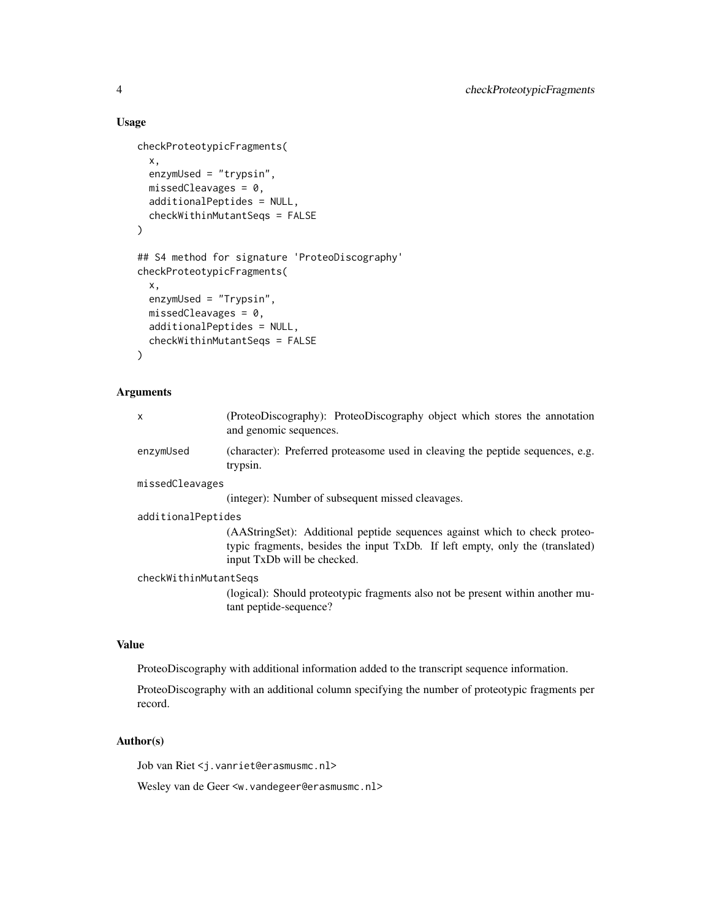## Usage

```
checkProteotypicFragments(
  x,
  enzymUsed = "trypsin",
  missedCleavages = 0,
  additionalPeptides = NULL,
  checkWithinMutantSeqs = FALSE
)

## S4 method for signature 'ProteoDiscography'
checkProteotypicFragments(
  x,
  enzymUsed = "Trypsin",
  missedCleavages = 0,
  additionalPeptides = NULL,
  checkWithinMutantSeqs = FALSE
)
```

## Arguments

`x` (ProteoDiscography): ProteoDiscography object which stores the annotation and genomic sequences.

`enzymUsed` (character): Preferred proteasome used in cleaving the peptide sequences, e.g. trypsin.

`missedCleavages` (integer): Number of subsequent missed cleavages.

`additionalPeptides` (AAStringSet): Additional peptide sequences against which to check proteotypic fragments, besides the input TxDb. If left empty, only the (translated) input TxDb will be checked.

`checkWithinMutantSeqs` (logical): Should proteotypic fragments also not be present within another mutant peptide-sequence?

## Value

ProteoDiscography with additional information added to the transcript sequence information.

ProteoDiscography with an additional column specifying the number of proteotypic fragments per record.

## Author(s)

Job van Riet <j.vanriet@erasmusmc.nl>

Wesley van de Geer <w.vandegeer@erasmusmc.nl>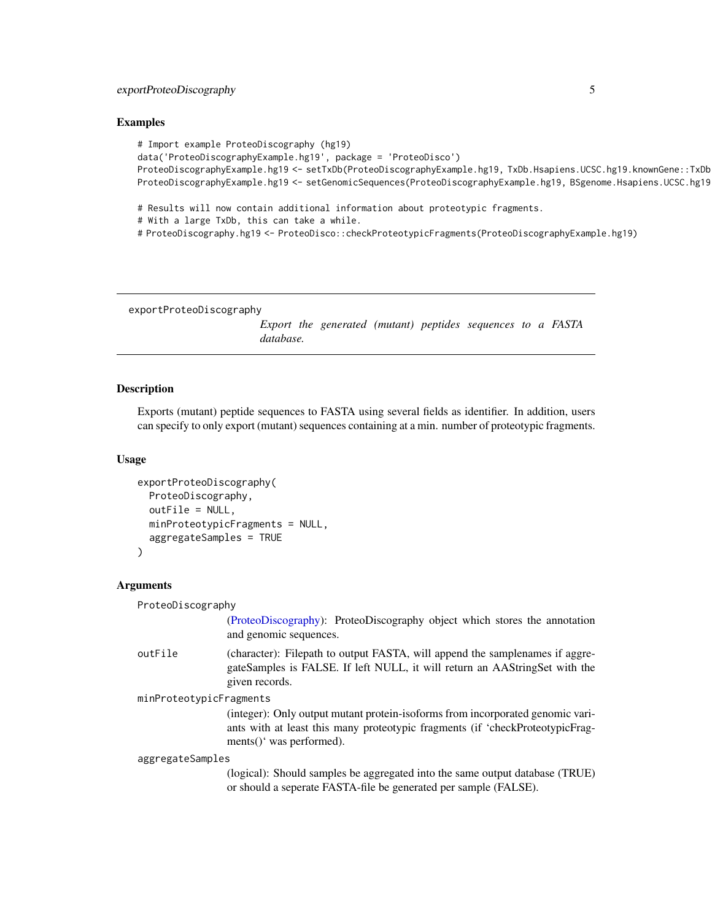## Examples

```
# Import example ProteoDiscography (hg19)
data('ProteoDiscographyExample.hg19', package = 'ProteoDisco')
ProteoDiscographyExample.hg19 <- setTxDb(ProteoDiscographyExample.hg19, TxDb.Hsapiens.UCSC.hg19.knownGene::TxDb
ProteoDiscographyExample.hg19 <- setGenomicSequences(ProteoDiscographyExample.hg19, BSgenome.Hsapiens.UCSC.hg19

# Results will now contain additional information about proteotypic fragments.
# With a large TxDb, this can take a while.
# ProteoDiscography.hg19 <- ProteoDisco::checkProteotypicFragments(ProteoDiscographyExample.hg19)
```

---

# exportProteoDiscography

*Export the generated (mutant) peptides sequences to a FASTA database.*

---

## Description

Exports (mutant) peptide sequences to FASTA using several fields as identifier. In addition, users can specify to only export (mutant) sequences containing at a min. number of proteotypic fragments.

## Usage

```
exportProteoDiscography(
  ProteoDiscography,
  outFile = NULL,
  minProteotypicFragments = NULL,
  aggregateSamples = TRUE
)
```

## Arguments

`ProteoDiscography`
: (ProteoDiscography): ProteoDiscography object which stores the annotation and genomic sequences.

`outFile`
: (character): Filepath to output FASTA, will append the samplenames if aggregateSamples is FALSE. If left NULL, it will return an AAStringSet with the given records.

`minProteotypicFragments`
: (integer): Only output mutant protein-isoforms from incorporated genomic variants with at least this many proteotypic fragments (if 'checkProteotypicFragments()' was performed).

`aggregateSamples`
: (logical): Should samples be aggregated into the same output database (TRUE) or should a seperate FASTA-file be generated per sample (FALSE).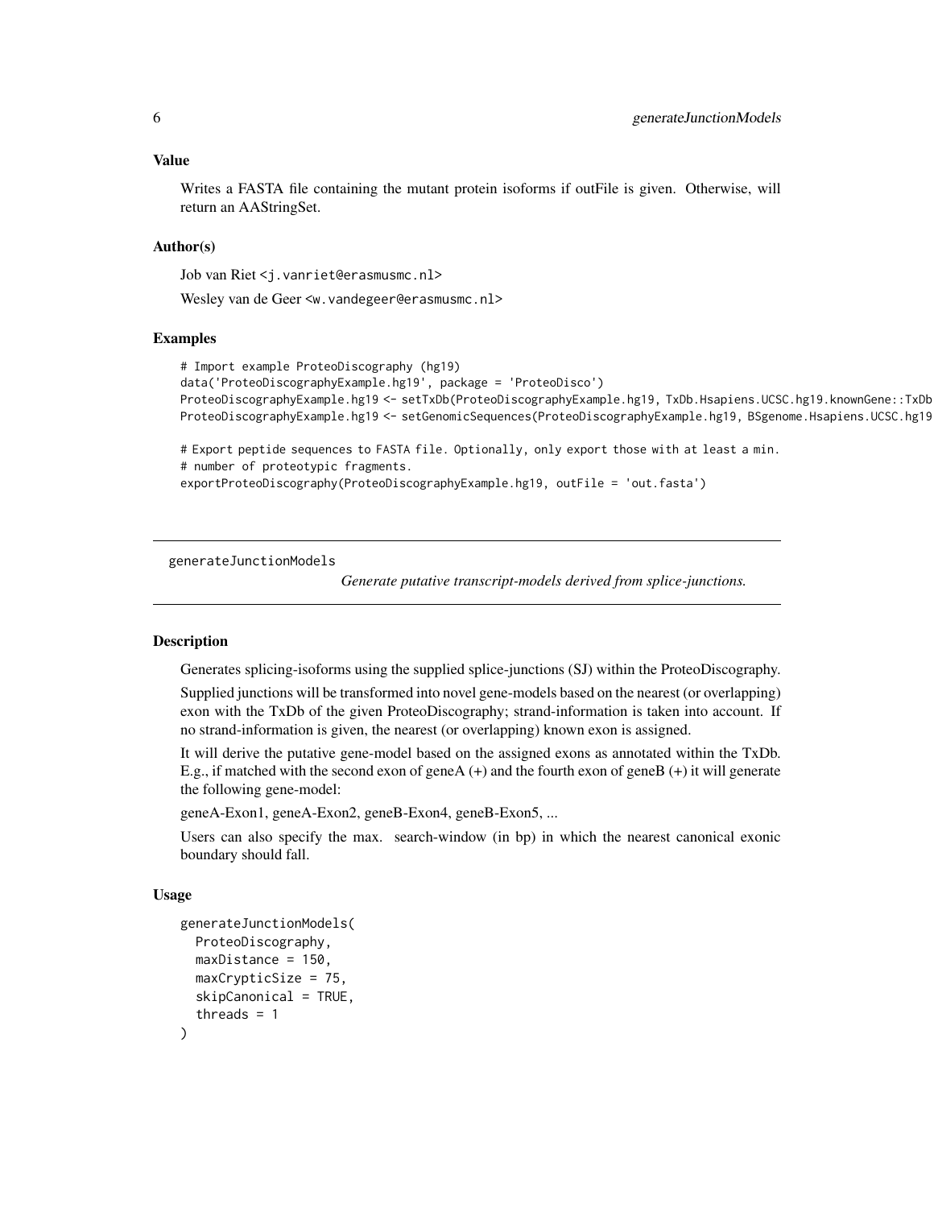## Value

Writes a FASTA file containing the mutant protein isoforms if outFile is given. Otherwise, will return an AAStringSet.

## Author(s)

Job van Riet <j.vanriet@erasmusmc.nl>

Wesley van de Geer <w.vandegeer@erasmusmc.nl>

## Examples

```
# Import example ProteoDiscography (hg19)
data('ProteoDiscographyExample.hg19', package = 'ProteoDisco')
ProteoDiscographyExample.hg19 <- setTxDb(ProteoDiscographyExample.hg19, TxDb.Hsapiens.UCSC.hg19.knownGene::TxDb
ProteoDiscographyExample.hg19 <- setGenomicSequences(ProteoDiscographyExample.hg19, BSgenome.Hsapiens.UCSC.hg19

# Export peptide sequences to FASTA file. Optionally, only export those with at least a min.
# number of proteotypic fragments.
exportProteoDiscography(ProteoDiscographyExample.hg19, outFile = 'out.fasta')
```

---

# generateJunctionModels

*Generate putative transcript-models derived from splice-junctions.*

## Description

Generates splicing-isoforms using the supplied splice-junctions (SJ) within the ProteoDiscography.

Supplied junctions will be transformed into novel gene-models based on the nearest (or overlapping) exon with the TxDb of the given ProteoDiscography; strand-information is taken into account. If no strand-information is given, the nearest (or overlapping) known exon is assigned.

It will derive the putative gene-model based on the assigned exons as annotated within the TxDb. E.g., if matched with the second exon of geneA (+) and the fourth exon of geneB (+) it will generate the following gene-model:

geneA-Exon1, geneA-Exon2, geneB-Exon4, geneB-Exon5, ...

Users can also specify the max. search-window (in bp) in which the nearest canonical exonic boundary should fall.

## Usage

```
generateJunctionModels(
  ProteoDiscography,
  maxDistance = 150,
  maxCrypticSize = 75,
  skipCanonical = TRUE,
  threads = 1
)
```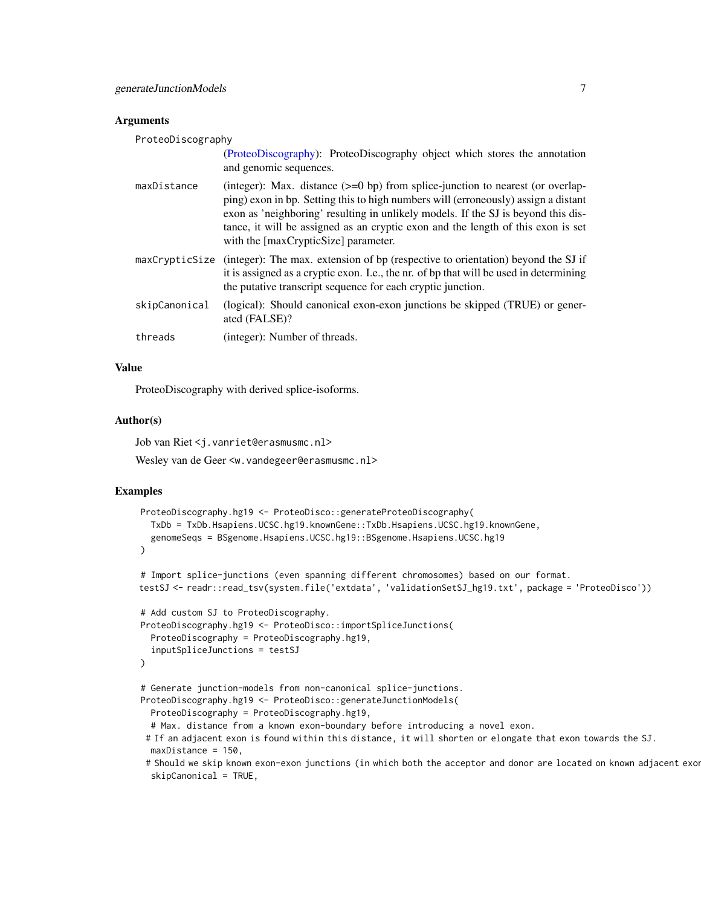### Arguments

ProteoDiscography
: (ProteoDiscography): ProteoDiscography object which stores the annotation and genomic sequences.

maxDistance
: (integer): Max. distance (>=0 bp) from splice-junction to nearest (or overlapping) exon in bp. Setting this to high numbers will (erroneously) assign a distant exon as 'neighboring' resulting in unlikely models. If the SJ is beyond this distance, it will be assigned as an cryptic exon and the length of this exon is set with the [maxCrypticSize] parameter.

maxCrypticSize
: (integer): The max. extension of bp (respective to orientation) beyond the SJ if it is assigned as a cryptic exon. I.e., the nr. of bp that will be used in determining the putative transcript sequence for each cryptic junction.

skipCanonical
: (logical): Should canonical exon-exon junctions be skipped (TRUE) or generated (FALSE)?

threads
: (integer): Number of threads.

### Value

ProteoDiscography with derived splice-isoforms.

### Author(s)

Job van Riet <j.vanriet@erasmusmc.nl>

Wesley van de Geer <w.vandegeer@erasmusmc.nl>

### Examples

```
ProteoDiscography.hg19 <- ProteoDisco::generateProteoDiscography(
  TxDb = TxDb.Hsapiens.UCSC.hg19.knownGene::TxDb.Hsapiens.UCSC.hg19.knownGene,
  genomeSeqs = BSgenome.Hsapiens.UCSC.hg19::BSgenome.Hsapiens.UCSC.hg19
)

# Import splice-junctions (even spanning different chromosomes) based on our format.
testSJ <- readr::read_tsv(system.file('extdata', 'validationSetSJ_hg19.txt', package = 'ProteoDisco'))

# Add custom SJ to ProteoDiscography.
ProteoDiscography.hg19 <- ProteoDisco::importSpliceJunctions(
  ProteoDiscography = ProteoDiscography.hg19,
  inputSpliceJunctions = testSJ
)

# Generate junction-models from non-canonical splice-junctions.
ProteoDiscography.hg19 <- ProteoDisco::generateJunctionModels(
  ProteoDiscography = ProteoDiscography.hg19,
  # Max. distance from a known exon-boundary before introducing a novel exon.
 # If an adjacent exon is found within this distance, it will shorten or elongate that exon towards the SJ.
  maxDistance = 150,
 # Should we skip known exon-exon junctions (in which both the acceptor and donor are located on known adjacent exor
  skipCanonical = TRUE,
```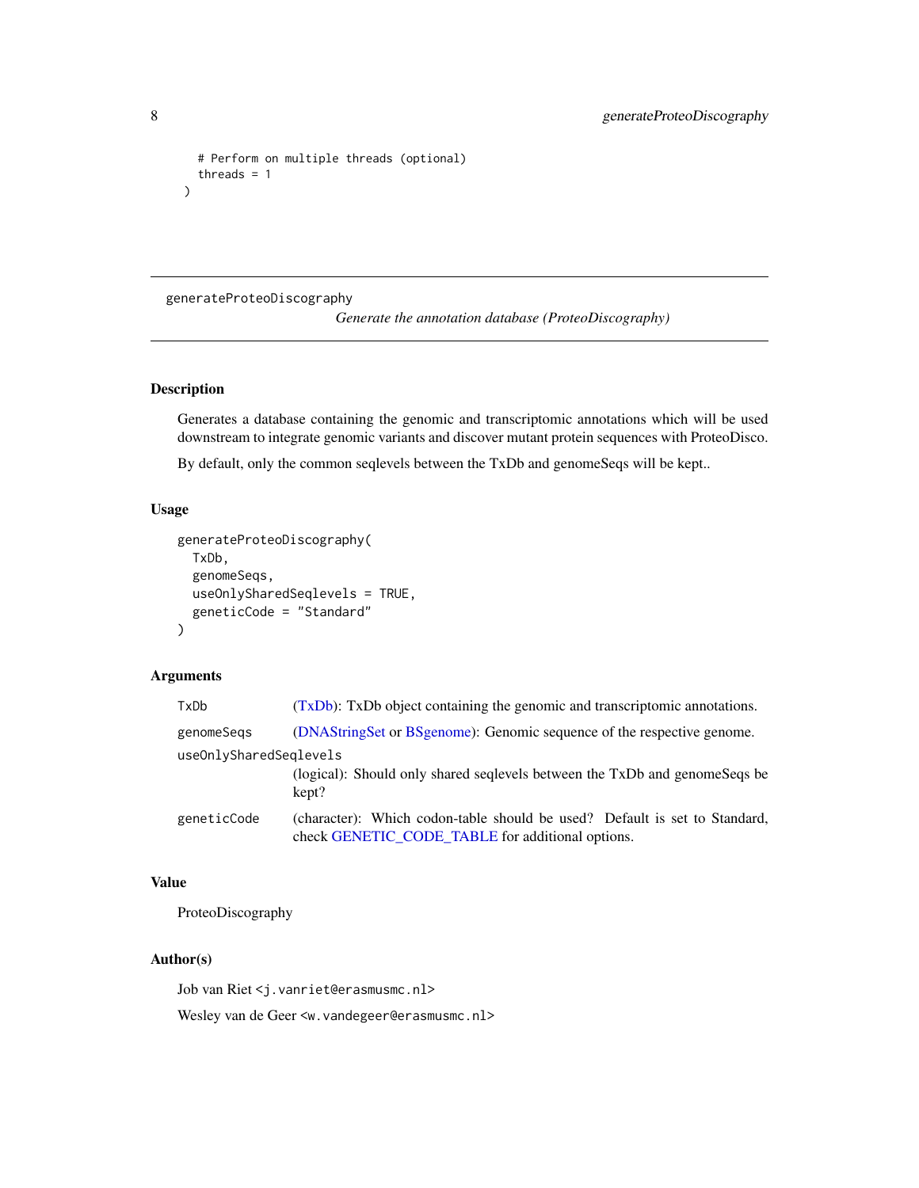```
  # Perform on multiple threads (optional)
  threads = 1
)
```

---

## generateProteoDiscography

*Generate the annotation database (ProteoDiscography)*

---

### Description

Generates a database containing the genomic and transcriptomic annotations which will be used downstream to integrate genomic variants and discover mutant protein sequences with ProteoDisco.

By default, only the common seqlevels between the TxDb and genomeSeqs will be kept..

### Usage

```
generateProteoDiscography(
  TxDb,
  genomeSeqs,
  useOnlySharedSeqlevels = TRUE,
  geneticCode = "Standard"
)
```

### Arguments

| | |
|---|---|
| `TxDb` | (TxDb): TxDb object containing the genomic and transcriptomic annotations. |
| `genomeSeqs` | (DNAStringSet or BSgenome): Genomic sequence of the respective genome. |
| `useOnlySharedSeqlevels` | (logical): Should only shared seqlevels between the TxDb and genomeSeqs be kept? |
| `geneticCode` | (character): Which codon-table should be used? Default is set to Standard, check GENETIC_CODE_TABLE for additional options. |

### Value

ProteoDiscography

### Author(s)

Job van Riet <j.vanriet@erasmusmc.nl>

Wesley van de Geer <w.vandegeer@erasmusmc.nl>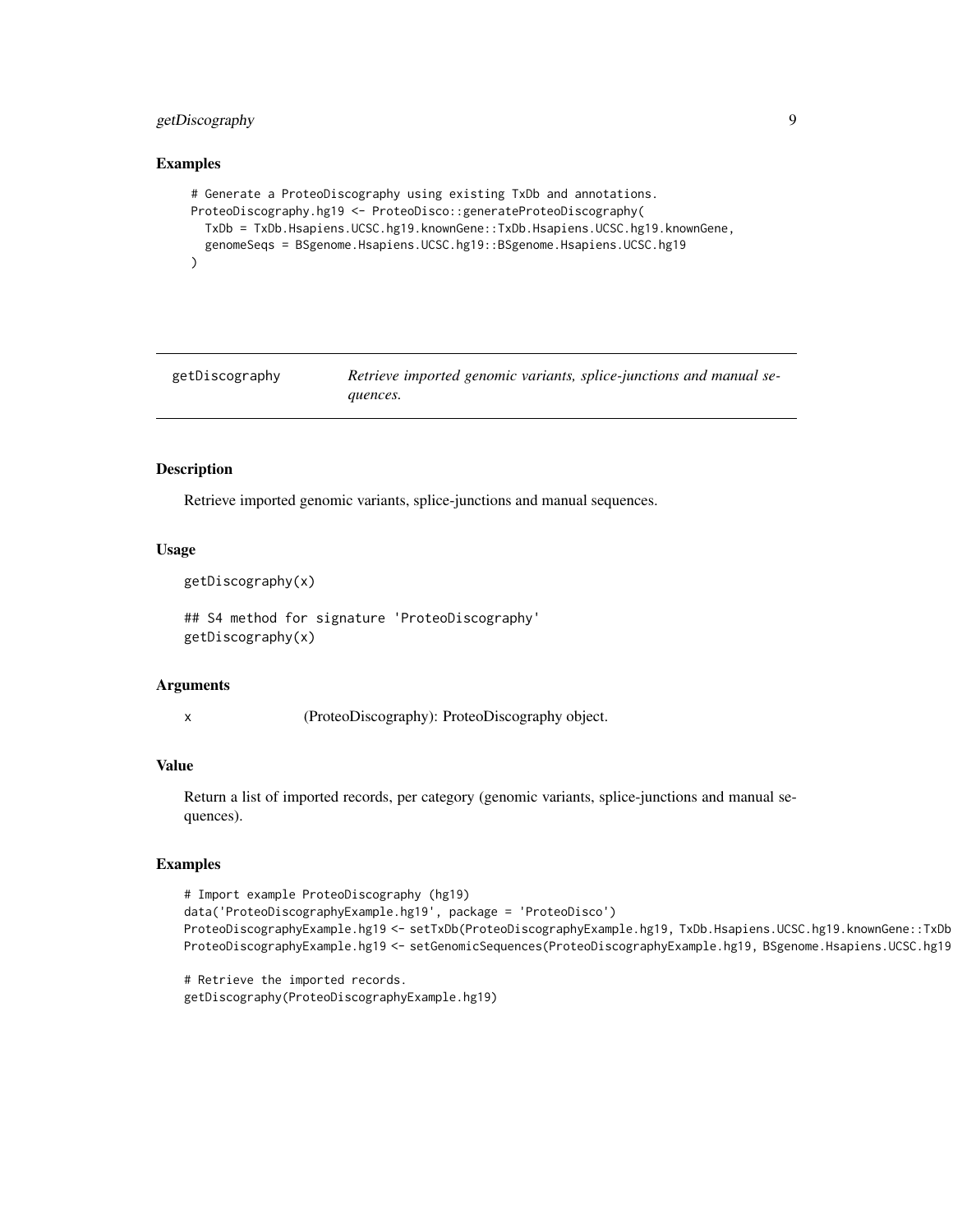### Examples

```
# Generate a ProteoDiscography using existing TxDb and annotations.
ProteoDiscography.hg19 <- ProteoDisco::generateProteoDiscography(
  TxDb = TxDb.Hsapiens.UCSC.hg19.knownGene::TxDb.Hsapiens.UCSC.hg19.knownGene,
  genomeSeqs = BSgenome.Hsapiens.UCSC.hg19::BSgenome.Hsapiens.UCSC.hg19
)
```

---

## getDiscography — *Retrieve imported genomic variants, splice-junctions and manual sequences.*

---

### Description

Retrieve imported genomic variants, splice-junctions and manual sequences.

### Usage

```
getDiscography(x)

## S4 method for signature 'ProteoDiscography'
getDiscography(x)
```

### Arguments

x (ProteoDiscography): ProteoDiscography object.

### Value

Return a list of imported records, per category (genomic variants, splice-junctions and manual sequences).

### Examples

```
# Import example ProteoDiscography (hg19)
data('ProteoDiscographyExample.hg19', package = 'ProteoDisco')
ProteoDiscographyExample.hg19 <- setTxDb(ProteoDiscographyExample.hg19, TxDb.Hsapiens.UCSC.hg19.knownGene::TxDb
ProteoDiscographyExample.hg19 <- setGenomicSequences(ProteoDiscographyExample.hg19, BSgenome.Hsapiens.UCSC.hg19

# Retrieve the imported records.
getDiscography(ProteoDiscographyExample.hg19)
```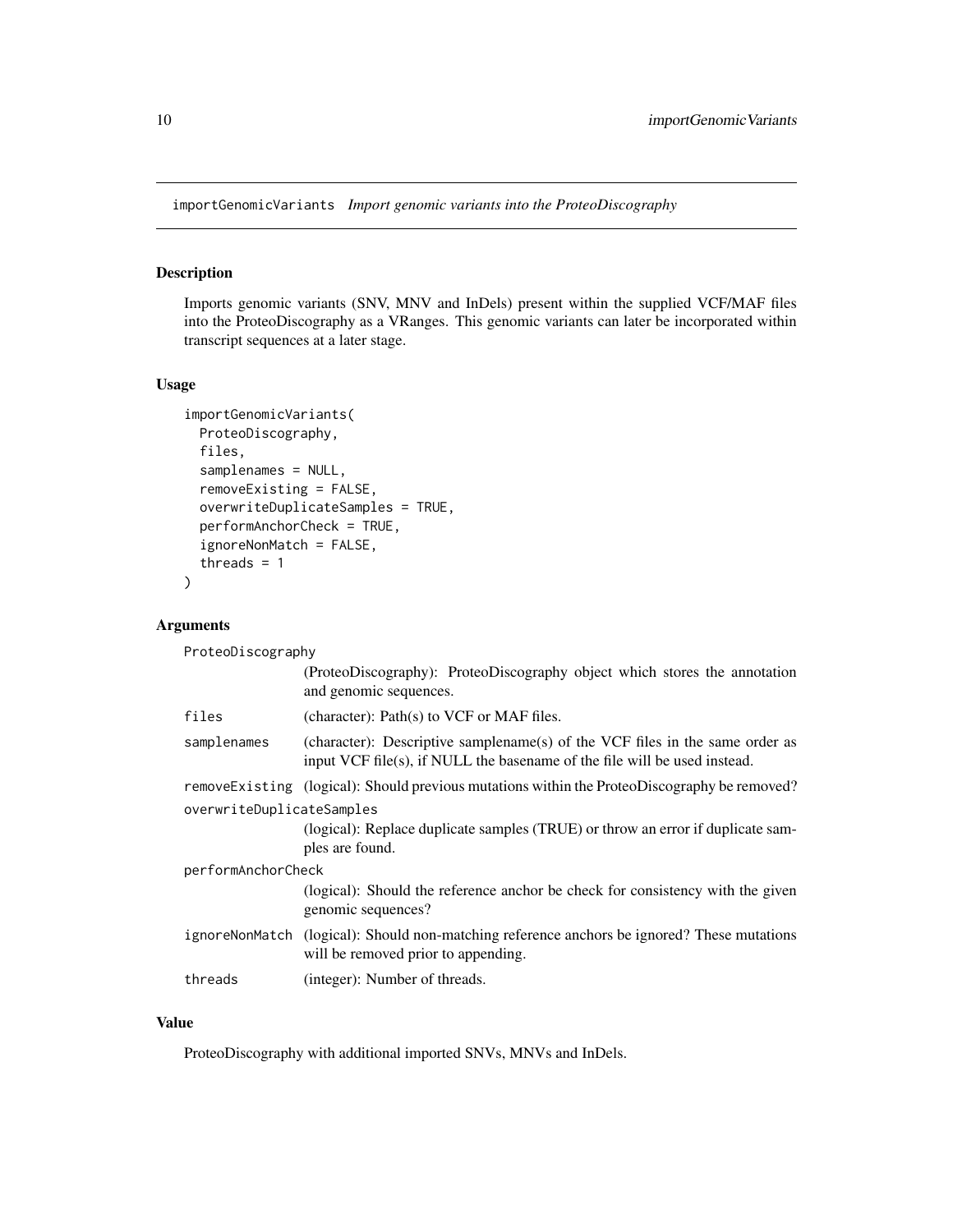# importGenomicVariants *Import genomic variants into the ProteoDiscography*

## Description

Imports genomic variants (SNV, MNV and InDels) present within the supplied VCF/MAF files into the ProteoDiscography as a VRanges. This genomic variants can later be incorporated within transcript sequences at a later stage.

## Usage

```
importGenomicVariants(
  ProteoDiscography,
  files,
  samplenames = NULL,
  removeExisting = FALSE,
  overwriteDuplicateSamples = TRUE,
  performAnchorCheck = TRUE,
  ignoreNonMatch = FALSE,
  threads = 1
)
```

## Arguments

| Argument | Description |
| --- | --- |
| `ProteoDiscography` | (ProteoDiscography): ProteoDiscography object which stores the annotation and genomic sequences. |
| `files` | (character): Path(s) to VCF or MAF files. |
| `samplenames` | (character): Descriptive samplename(s) of the VCF files in the same order as input VCF file(s), if NULL the basename of the file will be used instead. |
| `removeExisting` | (logical): Should previous mutations within the ProteoDiscography be removed? |
| `overwriteDuplicateSamples` | (logical): Replace duplicate samples (TRUE) or throw an error if duplicate samples are found. |
| `performAnchorCheck` | (logical): Should the reference anchor be check for consistency with the given genomic sequences? |
| `ignoreNonMatch` | (logical): Should non-matching reference anchors be ignored? These mutations will be removed prior to appending. |
| `threads` | (integer): Number of threads. |

## Value

ProteoDiscography with additional imported SNVs, MNVs and InDels.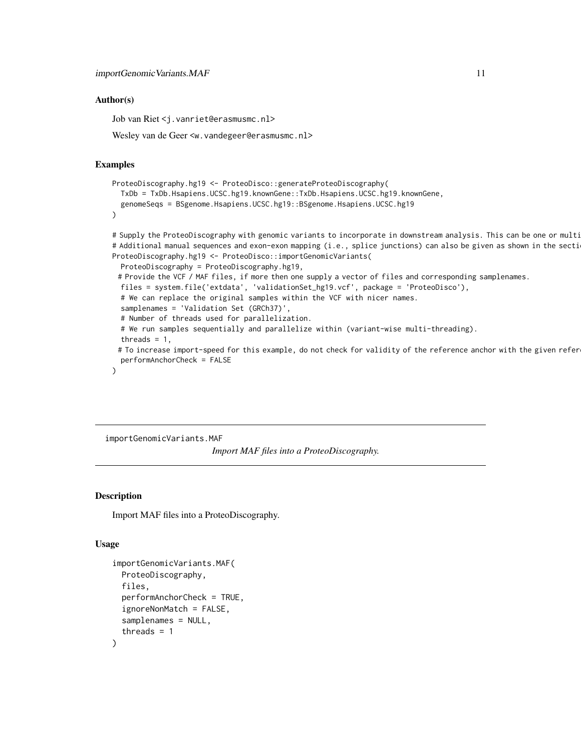## Author(s)

Job van Riet <j.vanriet@erasmusmc.nl>

Wesley van de Geer <w.vandegeer@erasmusmc.nl>

## Examples

```
ProteoDiscography.hg19 <- ProteoDisco::generateProteoDiscography(
  TxDb = TxDb.Hsapiens.UCSC.hg19.knownGene::TxDb.Hsapiens.UCSC.hg19.knownGene,
  genomeSeqs = BSgenome.Hsapiens.UCSC.hg19::BSgenome.Hsapiens.UCSC.hg19
)

# Supply the ProteoDiscography with genomic variants to incorporate in downstream analysis. This can be one or multi
# Additional manual sequences and exon-exon mapping (i.e., splice junctions) can also be given as shown in the secti
ProteoDiscography.hg19 <- ProteoDisco::importGenomicVariants(
  ProteoDiscography = ProteoDiscography.hg19,
 # Provide the VCF / MAF files, if more then one supply a vector of files and corresponding samplenames.
  files = system.file('extdata', 'validationSet_hg19.vcf', package = 'ProteoDisco'),
  # We can replace the original samples within the VCF with nicer names.
  samplenames = 'Validation Set (GRCh37)',
  # Number of threads used for parallelization.
  # We run samples sequentially and parallelize within (variant-wise multi-threading).
  threads = 1,
 # To increase import-speed for this example, do not check for validity of the reference anchor with the given refere
  performAnchorCheck = FALSE
)
```

---

importGenomicVariants.MAF

*Import MAF files into a ProteoDiscography.*

---

## Description

Import MAF files into a ProteoDiscography.

## Usage

```
importGenomicVariants.MAF(
  ProteoDiscography,
  files,
  performAnchorCheck = TRUE,
  ignoreNonMatch = FALSE,
  samplenames = NULL,
  threads = 1
)
```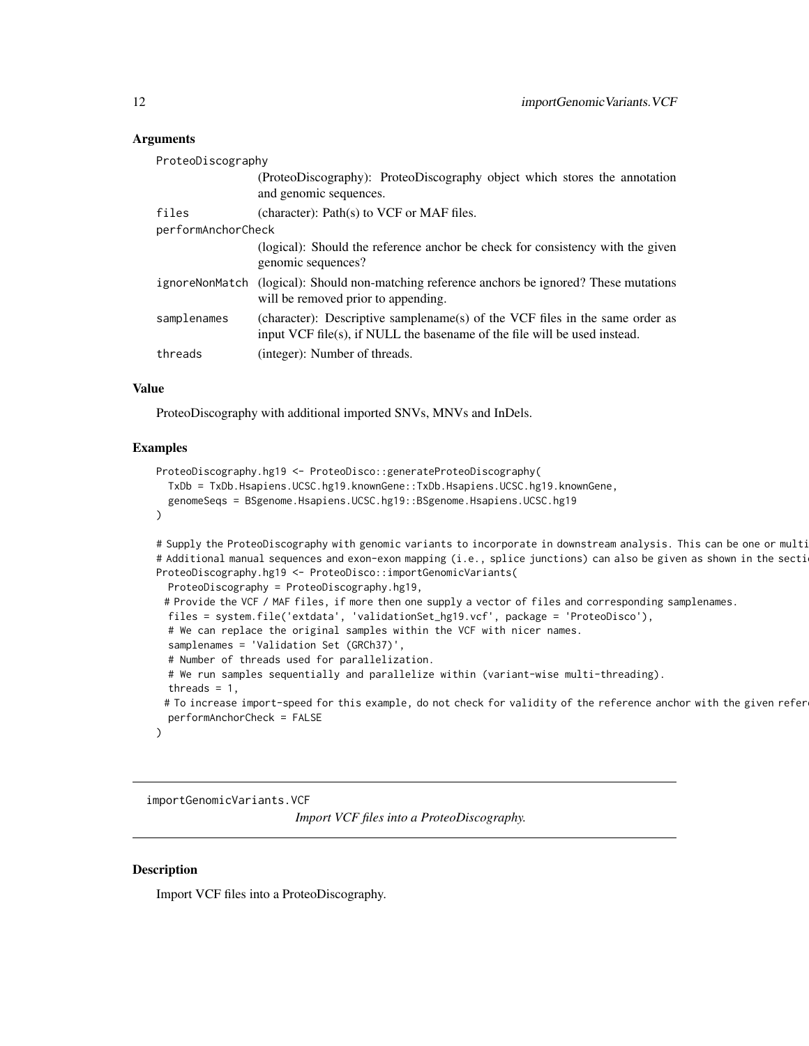## Arguments

| | |
|---|---|
| ProteoDiscography | (ProteoDiscography): ProteoDiscography object which stores the annotation and genomic sequences. |
| files | (character): Path(s) to VCF or MAF files. |
| performAnchorCheck | (logical): Should the reference anchor be check for consistency with the given genomic sequences? |
| ignoreNonMatch | (logical): Should non-matching reference anchors be ignored? These mutations will be removed prior to appending. |
| samplenames | (character): Descriptive samplename(s) of the VCF files in the same order as input VCF file(s), if NULL the basename of the file will be used instead. |
| threads | (integer): Number of threads. |

## Value

ProteoDiscography with additional imported SNVs, MNVs and InDels.

## Examples

```
ProteoDiscography.hg19 <- ProteoDisco::generateProteoDiscography(
  TxDb = TxDb.Hsapiens.UCSC.hg19.knownGene::TxDb.Hsapiens.UCSC.hg19.knownGene,
  genomeSeqs = BSgenome.Hsapiens.UCSC.hg19::BSgenome.Hsapiens.UCSC.hg19
)

# Supply the ProteoDiscography with genomic variants to incorporate in downstream analysis. This can be one or multi
# Additional manual sequences and exon-exon mapping (i.e., splice junctions) can also be given as shown in the secti
ProteoDiscography.hg19 <- ProteoDisco::importGenomicVariants(
  ProteoDiscography = ProteoDiscography.hg19,
 # Provide the VCF / MAF files, if more then one supply a vector of files and corresponding samplenames.
  files = system.file('extdata', 'validationSet_hg19.vcf', package = 'ProteoDisco'),
  # We can replace the original samples within the VCF with nicer names.
  samplenames = 'Validation Set (GRCh37)',
  # Number of threads used for parallelization.
  # We run samples sequentially and parallelize within (variant-wise multi-threading).
  threads = 1,
 # To increase import-speed for this example, do not check for validity of the reference anchor with the given refer
  performAnchorCheck = FALSE
)
```

---

importGenomicVariants.VCF

*Import VCF files into a ProteoDiscography.*

---

## Description

Import VCF files into a ProteoDiscography.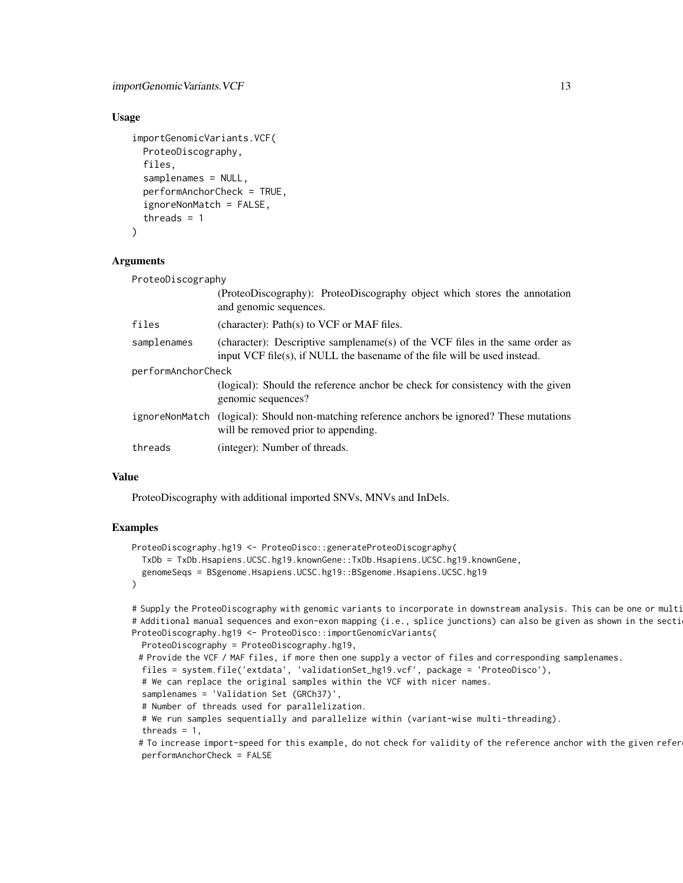## Usage

```
importGenomicVariants.VCF(
  ProteoDiscography,
  files,
  samplenames = NULL,
  performAnchorCheck = TRUE,
  ignoreNonMatch = FALSE,
  threads = 1
)
```

## Arguments

- `ProteoDiscography` — (ProteoDiscography): ProteoDiscography object which stores the annotation and genomic sequences.
- `files` — (character): Path(s) to VCF or MAF files.
- `samplenames` — (character): Descriptive samplename(s) of the VCF files in the same order as input VCF file(s), if NULL the basename of the file will be used instead.
- `performAnchorCheck` — (logical): Should the reference anchor be check for consistency with the given genomic sequences?
- `ignoreNonMatch` — (logical): Should non-matching reference anchors be ignored? These mutations will be removed prior to appending.
- `threads` — (integer): Number of threads.

## Value

ProteoDiscography with additional imported SNVs, MNVs and InDels.

## Examples

```
ProteoDiscography.hg19 <- ProteoDisco::generateProteoDiscography(
  TxDb = TxDb.Hsapiens.UCSC.hg19.knownGene::TxDb.Hsapiens.UCSC.hg19.knownGene,
  genomeSeqs = BSgenome.Hsapiens.UCSC.hg19::BSgenome.Hsapiens.UCSC.hg19
)

# Supply the ProteoDiscography with genomic variants to incorporate in downstream analysis. This can be one or multi
# Additional manual sequences and exon-exon mapping (i.e., splice junctions) can also be given as shown in the secti
ProteoDiscography.hg19 <- ProteoDisco::importGenomicVariants(
  ProteoDiscography = ProteoDiscography.hg19,
 # Provide the VCF / MAF files, if more then one supply a vector of files and corresponding samplenames.
  files = system.file('extdata', 'validationSet_hg19.vcf', package = 'ProteoDisco'),
  # We can replace the original samples within the VCF with nicer names.
  samplenames = 'Validation Set (GRCh37)',
  # Number of threads used for parallelization.
  # We run samples sequentially and parallelize within (variant-wise multi-threading).
  threads = 1,
 # To increase import-speed for this example, do not check for validity of the reference anchor with the given refer
  performAnchorCheck = FALSE
```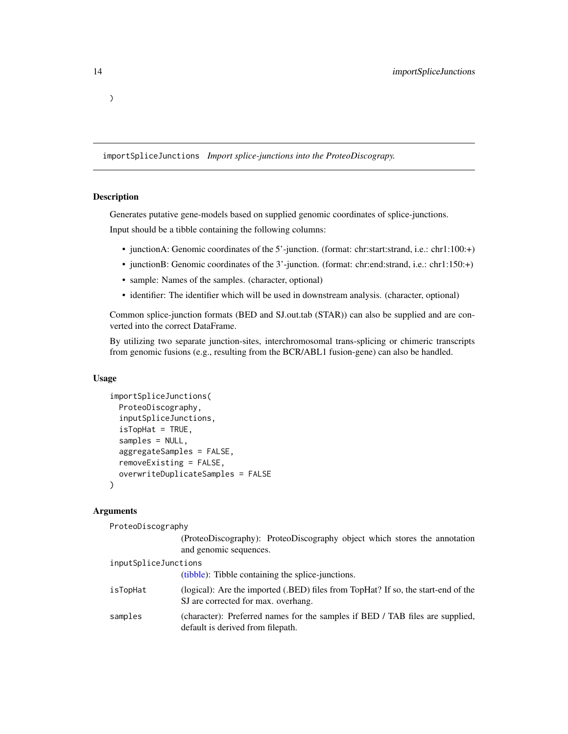)

## importSpliceJunctions *Import splice-junctions into the ProteoDiscograpy.*

### Description

Generates putative gene-models based on supplied genomic coordinates of splice-junctions.

Input should be a tibble containing the following columns:

- junctionA: Genomic coordinates of the 5'-junction. (format: chr:start:strand, i.e.: chr1:100:+)
- junctionB: Genomic coordinates of the 3'-junction. (format: chr:end:strand, i.e.: chr1:150:+)
- sample: Names of the samples. (character, optional)
- identifier: The identifier which will be used in downstream analysis. (character, optional)

Common splice-junction formats (BED and SJ.out.tab (STAR)) can also be supplied and are converted into the correct DataFrame.

By utilizing two separate junction-sites, interchromosomal trans-splicing or chimeric transcripts from genomic fusions (e.g., resulting from the BCR/ABL1 fusion-gene) can also be handled.

### Usage

```
importSpliceJunctions(
  ProteoDiscography,
  inputSpliceJunctions,
  isTopHat = TRUE,
  samples = NULL,
  aggregateSamples = FALSE,
  removeExisting = FALSE,
  overwriteDuplicateSamples = FALSE
)
```

### Arguments

`ProteoDiscography`
: (ProteoDiscography): ProteoDiscography object which stores the annotation and genomic sequences.

`inputSpliceJunctions`
: (tibble): Tibble containing the splice-junctions.

`isTopHat`
: (logical): Are the imported (.BED) files from TopHat? If so, the start-end of the SJ are corrected for max. overhang.

`samples`
: (character): Preferred names for the samples if BED / TAB files are supplied, default is derived from filepath.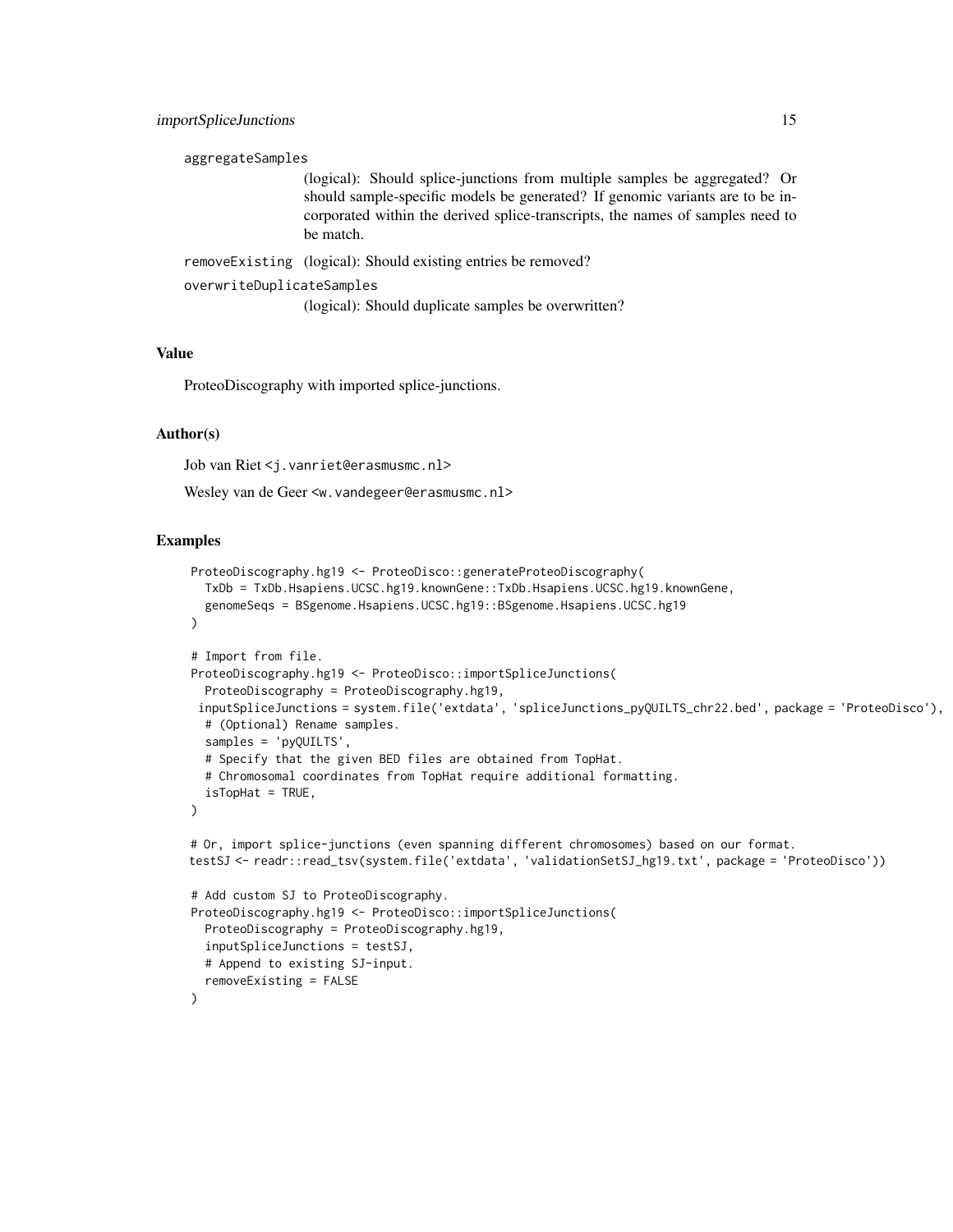aggregateSamples
: (logical): Should splice-junctions from multiple samples be aggregated? Or should sample-specific models be generated? If genomic variants are to be incorporated within the derived splice-transcripts, the names of samples need to be match.

removeExisting
: (logical): Should existing entries be removed?

overwriteDuplicateSamples
: (logical): Should duplicate samples be overwritten?

### Value

ProteoDiscography with imported splice-junctions.

### Author(s)

Job van Riet <j.vanriet@erasmusmc.nl>

Wesley van de Geer <w.vandegeer@erasmusmc.nl>

### Examples

```
ProteoDiscography.hg19 <- ProteoDisco::generateProteoDiscography(
  TxDb = TxDb.Hsapiens.UCSC.hg19.knownGene::TxDb.Hsapiens.UCSC.hg19.knownGene,
  genomeSeqs = BSgenome.Hsapiens.UCSC.hg19::BSgenome.Hsapiens.UCSC.hg19
)

# Import from file.
ProteoDiscography.hg19 <- ProteoDisco::importSpliceJunctions(
  ProteoDiscography = ProteoDiscography.hg19,
 inputSpliceJunctions = system.file('extdata', 'spliceJunctions_pyQUILTS_chr22.bed', package = 'ProteoDisco'),
  # (Optional) Rename samples.
  samples = 'pyQUILTS',
  # Specify that the given BED files are obtained from TopHat.
  # Chromosomal coordinates from TopHat require additional formatting.
  isTopHat = TRUE,
)

# Or, import splice-junctions (even spanning different chromosomes) based on our format.
testSJ <- readr::read_tsv(system.file('extdata', 'validationSetSJ_hg19.txt', package = 'ProteoDisco'))

# Add custom SJ to ProteoDiscography.
ProteoDiscography.hg19 <- ProteoDisco::importSpliceJunctions(
  ProteoDiscography = ProteoDiscography.hg19,
  inputSpliceJunctions = testSJ,
  # Append to existing SJ-input.
  removeExisting = FALSE
)
```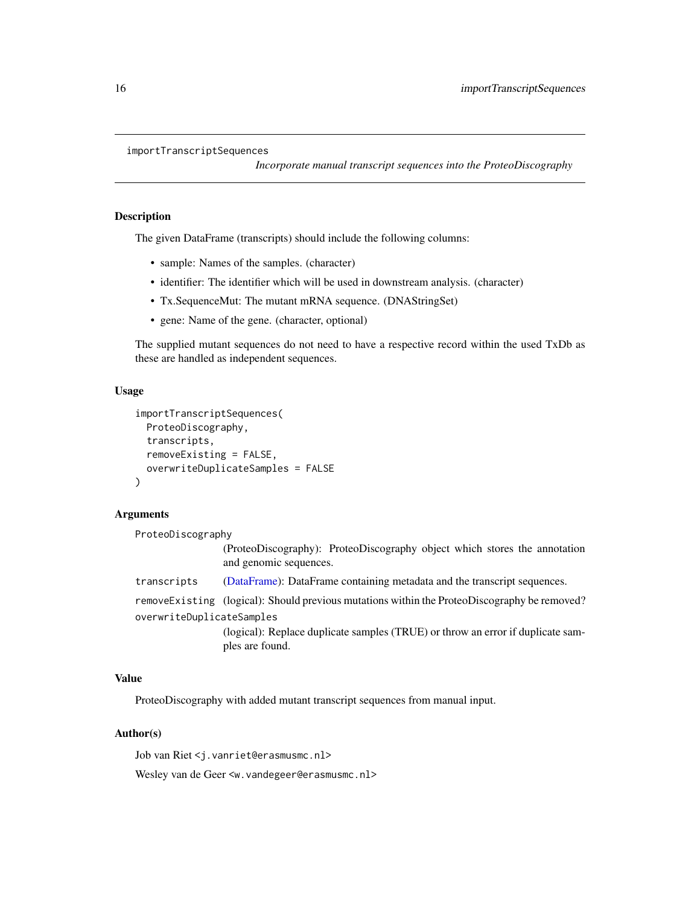`importTranscriptSequences` *Incorporate manual transcript sequences into the ProteoDiscography*

## Description

The given DataFrame (transcripts) should include the following columns:

- sample: Names of the samples. (character)
- identifier: The identifier which will be used in downstream analysis. (character)
- Tx.SequenceMut: The mutant mRNA sequence. (DNAStringSet)
- gene: Name of the gene. (character, optional)

The supplied mutant sequences do not need to have a respective record within the used TxDb as these are handled as independent sequences.

## Usage

```
importTranscriptSequences(
  ProteoDiscography,
  transcripts,
  removeExisting = FALSE,
  overwriteDuplicateSamples = FALSE
)
```

## Arguments

`ProteoDiscography`
: (ProteoDiscography): ProteoDiscography object which stores the annotation and genomic sequences.

`transcripts`
: (DataFrame): DataFrame containing metadata and the transcript sequences.

`removeExisting`
: (logical): Should previous mutations within the ProteoDiscography be removed?

`overwriteDuplicateSamples`
: (logical): Replace duplicate samples (TRUE) or throw an error if duplicate samples are found.

## Value

ProteoDiscography with added mutant transcript sequences from manual input.

## Author(s)

Job van Riet <j.vanriet@erasmusmc.nl>

Wesley van de Geer <w.vandegeer@erasmusmc.nl>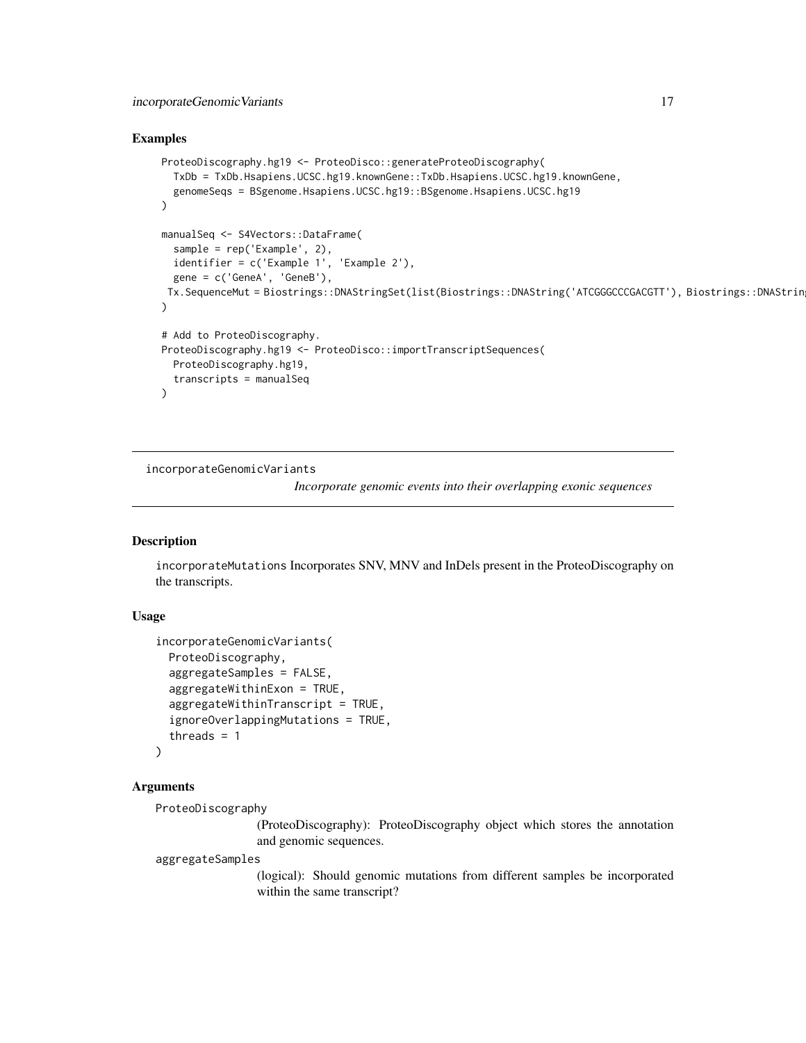## Examples

```
ProteoDiscography.hg19 <- ProteoDisco::generateProteoDiscography(
  TxDb = TxDb.Hsapiens.UCSC.hg19.knownGene::TxDb.Hsapiens.UCSC.hg19.knownGene,
  genomeSeqs = BSgenome.Hsapiens.UCSC.hg19::BSgenome.Hsapiens.UCSC.hg19
)

manualSeq <- S4Vectors::DataFrame(
  sample = rep('Example', 2),
  identifier = c('Example 1', 'Example 2'),
  gene = c('GeneA', 'GeneB'),
 Tx.SequenceMut = Biostrings::DNAStringSet(list(Biostrings::DNAString('ATCGGGCCCGACGTT'), Biostrings::DNAStrin
)

# Add to ProteoDiscography.
ProteoDiscography.hg19 <- ProteoDisco::importTranscriptSequences(
  ProteoDiscography.hg19,
  transcripts = manualSeq
)
```

---

`incorporateGenomicVariants` *Incorporate genomic events into their overlapping exonic sequences*

---

## Description

`incorporateMutations` Incorporates SNV, MNV and InDels present in the ProteoDiscography on the transcripts.

## Usage

```
incorporateGenomicVariants(
  ProteoDiscography,
  aggregateSamples = FALSE,
  aggregateWithinExon = TRUE,
  aggregateWithinTranscript = TRUE,
  ignoreOverlappingMutations = TRUE,
  threads = 1
)
```

## Arguments

`ProteoDiscography`
(ProteoDiscography): ProteoDiscography object which stores the annotation and genomic sequences.

`aggregateSamples`
(logical): Should genomic mutations from different samples be incorporated within the same transcript?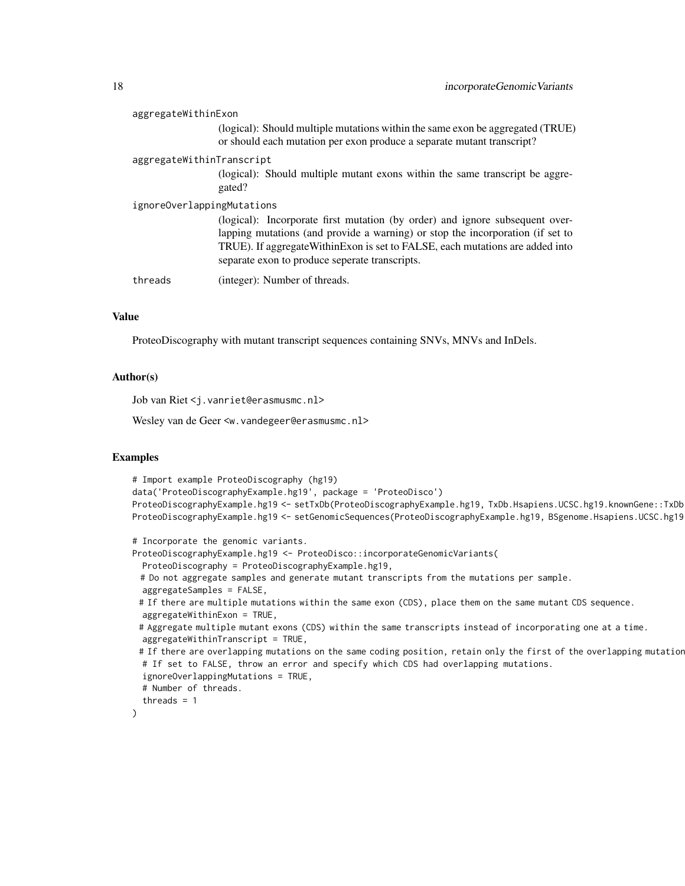aggregateWithinExon
: (logical): Should multiple mutations within the same exon be aggregated (TRUE) or should each mutation per exon produce a separate mutant transcript?

aggregateWithinTranscript
: (logical): Should multiple mutant exons within the same transcript be aggregated?

ignoreOverlappingMutations
: (logical): Incorporate first mutation (by order) and ignore subsequent overlapping mutations (and provide a warning) or stop the incorporation (if set to TRUE). If aggregateWithinExon is set to FALSE, each mutations are added into separate exon to produce seperate transcripts.

threads
: (integer): Number of threads.

## Value

ProteoDiscography with mutant transcript sequences containing SNVs, MNVs and InDels.

## Author(s)

Job van Riet <j.vanriet@erasmusmc.nl>

Wesley van de Geer <w.vandegeer@erasmusmc.nl>

## Examples

```
# Import example ProteoDiscography (hg19)
data('ProteoDiscographyExample.hg19', package = 'ProteoDisco')
ProteoDiscographyExample.hg19 <- setTxDb(ProteoDiscographyExample.hg19, TxDb.Hsapiens.UCSC.hg19.knownGene::TxDb
ProteoDiscographyExample.hg19 <- setGenomicSequences(ProteoDiscographyExample.hg19, BSgenome.Hsapiens.UCSC.hg19

# Incorporate the genomic variants.
ProteoDiscographyExample.hg19 <- ProteoDisco::incorporateGenomicVariants(
  ProteoDiscography = ProteoDiscographyExample.hg19,
  # Do not aggregate samples and generate mutant transcripts from the mutations per sample.
  aggregateSamples = FALSE,
  # If there are multiple mutations within the same exon (CDS), place them on the same mutant CDS sequence.
  aggregateWithinExon = TRUE,
  # Aggregate multiple mutant exons (CDS) within the same transcripts instead of incorporating one at a time.
  aggregateWithinTranscript = TRUE,
  # If there are overlapping mutations on the same coding position, retain only the first of the overlapping mutation
  # If set to FALSE, throw an error and specify which CDS had overlapping mutations.
  ignoreOverlappingMutations = TRUE,
  # Number of threads.
  threads = 1
)
```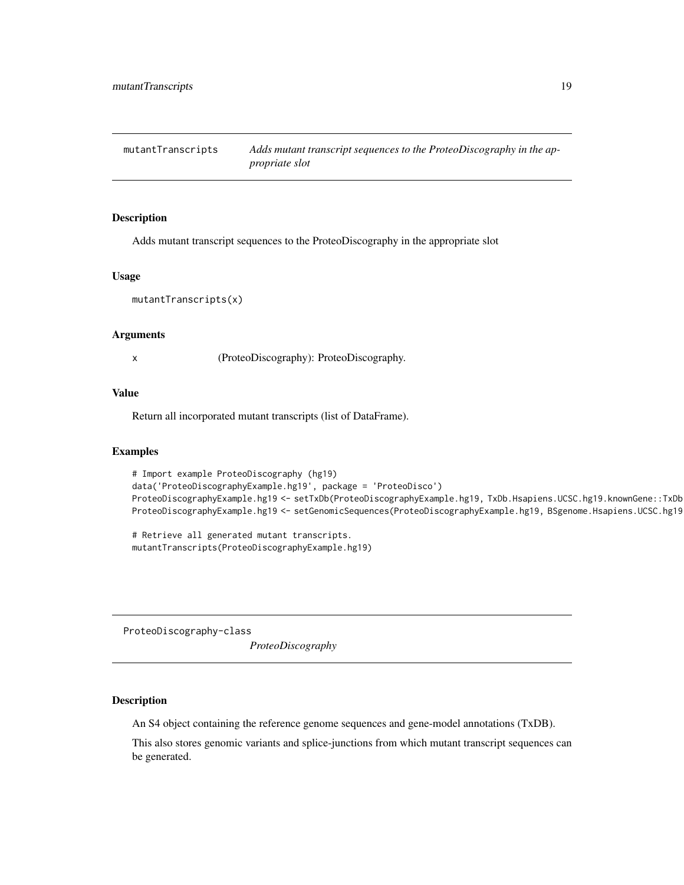## mutantTranscripts — *Adds mutant transcript sequences to the ProteoDiscography in the appropriate slot*

### Description

Adds mutant transcript sequences to the ProteoDiscography in the appropriate slot

### Usage

```
mutantTranscripts(x)
```

### Arguments

x (ProteoDiscography): ProteoDiscography.

### Value

Return all incorporated mutant transcripts (list of DataFrame).

### Examples

```
# Import example ProteoDiscography (hg19)
data('ProteoDiscographyExample.hg19', package = 'ProteoDisco')
ProteoDiscographyExample.hg19 <- setTxDb(ProteoDiscographyExample.hg19, TxDb.Hsapiens.UCSC.hg19.knownGene::TxDb
ProteoDiscographyExample.hg19 <- setGenomicSequences(ProteoDiscographyExample.hg19, BSgenome.Hsapiens.UCSC.hg19

# Retrieve all generated mutant transcripts.
mutantTranscripts(ProteoDiscographyExample.hg19)
```

## ProteoDiscography-class — *ProteoDiscography*

### Description

An S4 object containing the reference genome sequences and gene-model annotations (TxDB).

This also stores genomic variants and splice-junctions from which mutant transcript sequences can be generated.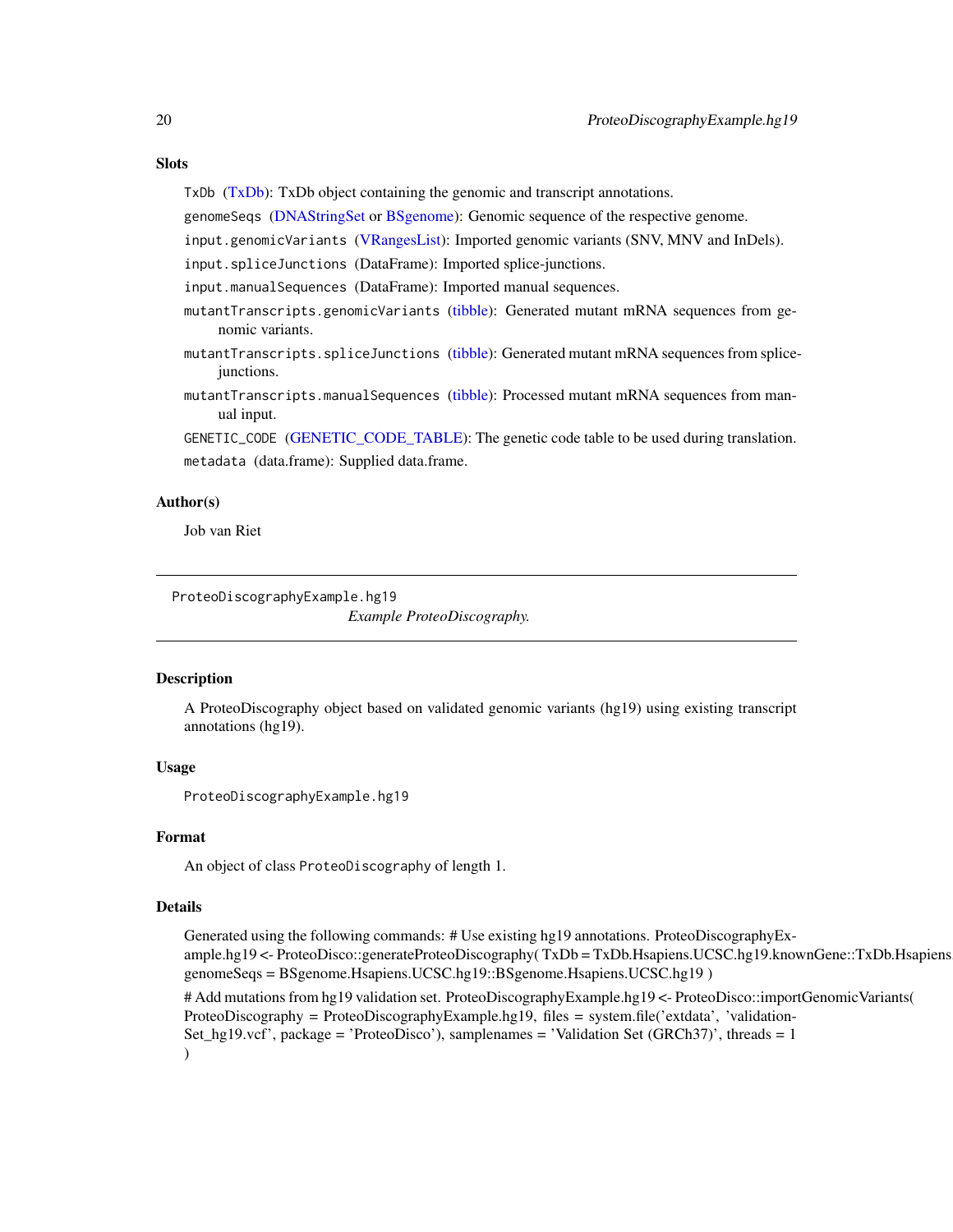### Slots

`TxDb` (TxDb): TxDb object containing the genomic and transcript annotations.

`genomeSeqs` (DNAStringSet or BSgenome): Genomic sequence of the respective genome.

`input.genomicVariants` (VRangesList): Imported genomic variants (SNV, MNV and InDels).

`input.spliceJunctions` (DataFrame): Imported splice-junctions.

`input.manualSequences` (DataFrame): Imported manual sequences.

`mutantTranscripts.genomicVariants` (tibble): Generated mutant mRNA sequences from genomic variants.

`mutantTranscripts.spliceJunctions` (tibble): Generated mutant mRNA sequences from splice-junctions.

`mutantTranscripts.manualSequences` (tibble): Processed mutant mRNA sequences from manual input.

`GENETIC_CODE` (GENETIC_CODE_TABLE): The genetic code table to be used during translation.

`metadata` (data.frame): Supplied data.frame.

### Author(s)

Job van Riet

---

## ProteoDiscographyExample.hg19 — *Example ProteoDiscography.*

### Description

A ProteoDiscography object based on validated genomic variants (hg19) using existing transcript annotations (hg19).

### Usage

```
ProteoDiscographyExample.hg19
```

### Format

An object of class `ProteoDiscography` of length 1.

### Details

Generated using the following commands: # Use existing hg19 annotations. ProteoDiscographyExample.hg19 <- ProteoDisco::generateProteoDiscography( TxDb = TxDb.Hsapiens.UCSC.hg19.knownGene::TxDb.Hsapiens genomeSeqs = BSgenome.Hsapiens.UCSC.hg19::BSgenome.Hsapiens.UCSC.hg19 )

# Add mutations from hg19 validation set. ProteoDiscographyExample.hg19 <- ProteoDisco::importGenomicVariants( ProteoDiscography = ProteoDiscographyExample.hg19, files = system.file('extdata', 'validationSet_hg19.vcf', package = 'ProteoDisco'), samplenames = 'Validation Set (GRCh37)', threads = 1 )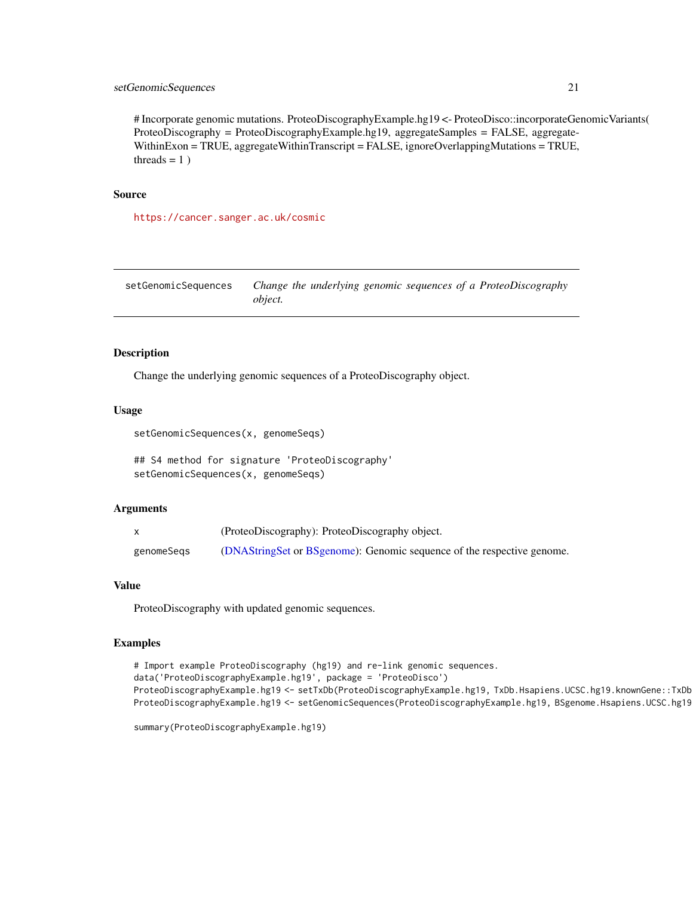# Incorporate genomic mutations. ProteoDiscographyExample.hg19 <- ProteoDisco::incorporateGenomicVariants( ProteoDiscography = ProteoDiscographyExample.hg19, aggregateSamples = FALSE, aggregateWithinExon = TRUE, aggregateWithinTranscript = FALSE, ignoreOverlappingMutations = TRUE, threads = 1 )

### Source

https://cancer.sanger.ac.uk/cosmic

---

## setGenomicSequences — *Change the underlying genomic sequences of a ProteoDiscography object.*

---

### Description

Change the underlying genomic sequences of a ProteoDiscography object.

### Usage

```
setGenomicSequences(x, genomeSeqs)

## S4 method for signature 'ProteoDiscography'
setGenomicSequences(x, genomeSeqs)
```

### Arguments

| | |
|---|---|
| x | (ProteoDiscography): ProteoDiscography object. |
| genomeSeqs | (DNAStringSet or BSgenome): Genomic sequence of the respective genome. |

### Value

ProteoDiscography with updated genomic sequences.

### Examples

```
# Import example ProteoDiscography (hg19) and re-link genomic sequences.
data('ProteoDiscographyExample.hg19', package = 'ProteoDisco')
ProteoDiscographyExample.hg19 <- setTxDb(ProteoDiscographyExample.hg19, TxDb.Hsapiens.UCSC.hg19.knownGene::TxDb
ProteoDiscographyExample.hg19 <- setGenomicSequences(ProteoDiscographyExample.hg19, BSgenome.Hsapiens.UCSC.hg19

summary(ProteoDiscographyExample.hg19)
```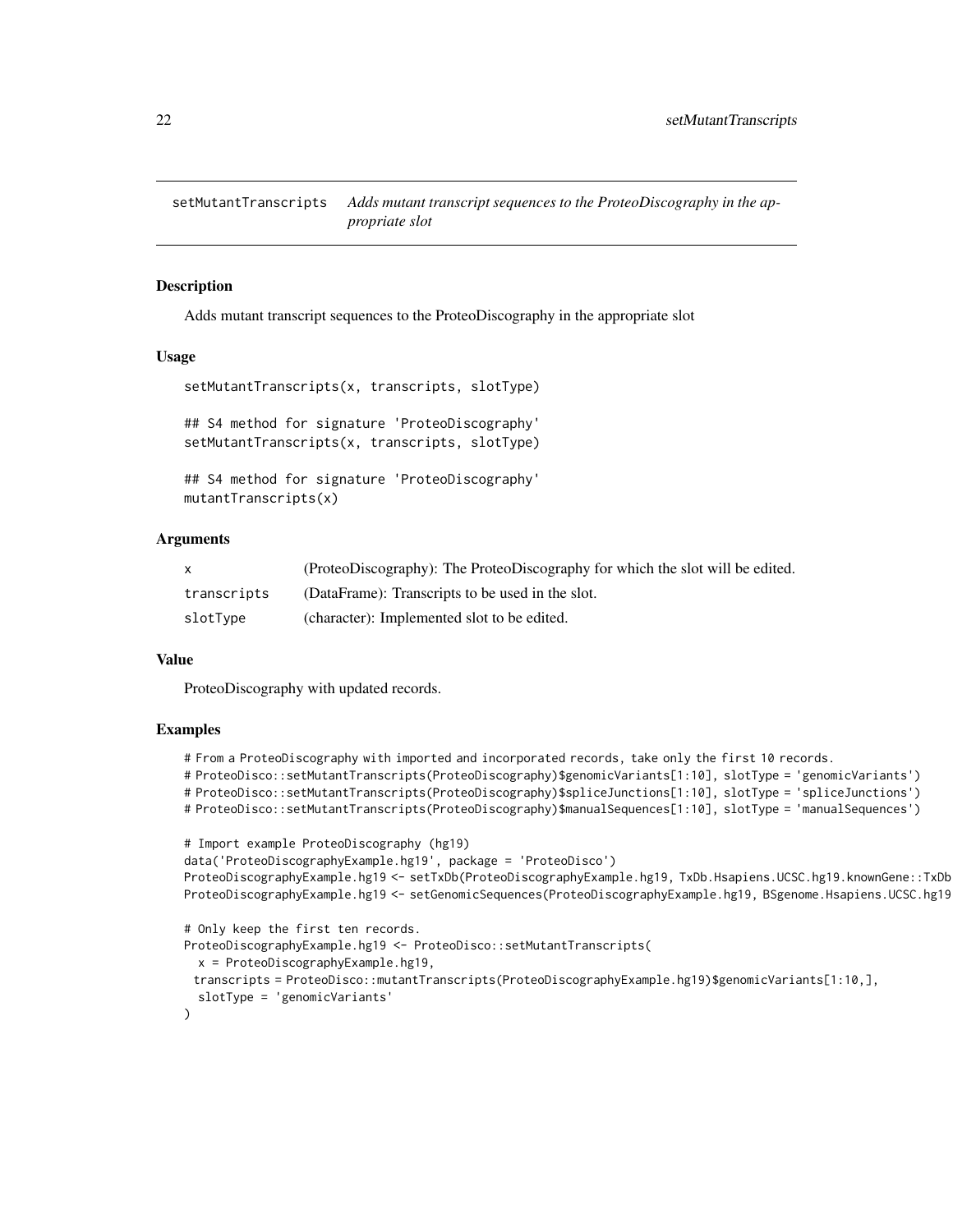setMutantTranscripts *Adds mutant transcript sequences to the ProteoDiscography in the appropriate slot*

## Description

Adds mutant transcript sequences to the ProteoDiscography in the appropriate slot

## Usage

```
setMutantTranscripts(x, transcripts, slotType)

## S4 method for signature 'ProteoDiscography'
setMutantTranscripts(x, transcripts, slotType)

## S4 method for signature 'ProteoDiscography'
mutantTranscripts(x)
```

## Arguments

| | |
|---|---|
| x | (ProteoDiscography): The ProteoDiscography for which the slot will be edited. |
| transcripts | (DataFrame): Transcripts to be used in the slot. |
| slotType | (character): Implemented slot to be edited. |

## Value

ProteoDiscography with updated records.

## Examples

```
# From a ProteoDiscography with imported and incorporated records, take only the first 10 records.
# ProteoDisco::setMutantTranscripts(ProteoDiscography)$genomicVariants[1:10], slotType = 'genomicVariants')
# ProteoDisco::setMutantTranscripts(ProteoDiscography)$spliceJunctions[1:10], slotType = 'spliceJunctions')
# ProteoDisco::setMutantTranscripts(ProteoDiscography)$manualSequences[1:10], slotType = 'manualSequences')

# Import example ProteoDiscography (hg19)
data('ProteoDiscographyExample.hg19', package = 'ProteoDisco')
ProteoDiscographyExample.hg19 <- setTxDb(ProteoDiscographyExample.hg19, TxDb.Hsapiens.UCSC.hg19.knownGene::TxDb
ProteoDiscographyExample.hg19 <- setGenomicSequences(ProteoDiscographyExample.hg19, BSgenome.Hsapiens.UCSC.hg19

# Only keep the first ten records.
ProteoDiscographyExample.hg19 <- ProteoDisco::setMutantTranscripts(
  x = ProteoDiscographyExample.hg19,
  transcripts = ProteoDisco::mutantTranscripts(ProteoDiscographyExample.hg19)$genomicVariants[1:10,],
  slotType = 'genomicVariants'
)
```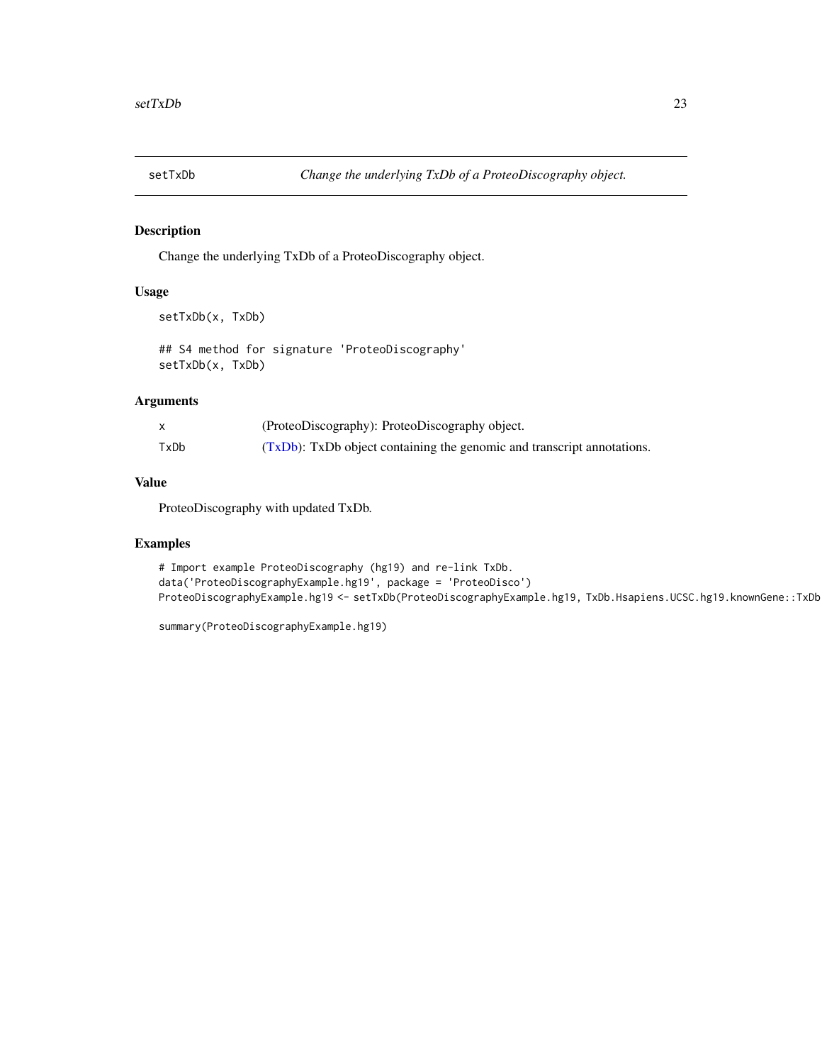## setTxDb — *Change the underlying TxDb of a ProteoDiscography object.*

### Description

Change the underlying TxDb of a ProteoDiscography object.

### Usage

```
setTxDb(x, TxDb)

## S4 method for signature 'ProteoDiscography'
setTxDb(x, TxDb)
```

### Arguments

| | |
|---|---|
| x | (ProteoDiscography): ProteoDiscography object. |
| TxDb | (TxDb): TxDb object containing the genomic and transcript annotations. |

### Value

ProteoDiscography with updated TxDb.

### Examples

```
# Import example ProteoDiscography (hg19) and re-link TxDb.
data('ProteoDiscographyExample.hg19', package = 'ProteoDisco')
ProteoDiscographyExample.hg19 <- setTxDb(ProteoDiscographyExample.hg19, TxDb.Hsapiens.UCSC.hg19.knownGene::TxDb

summary(ProteoDiscographyExample.hg19)
```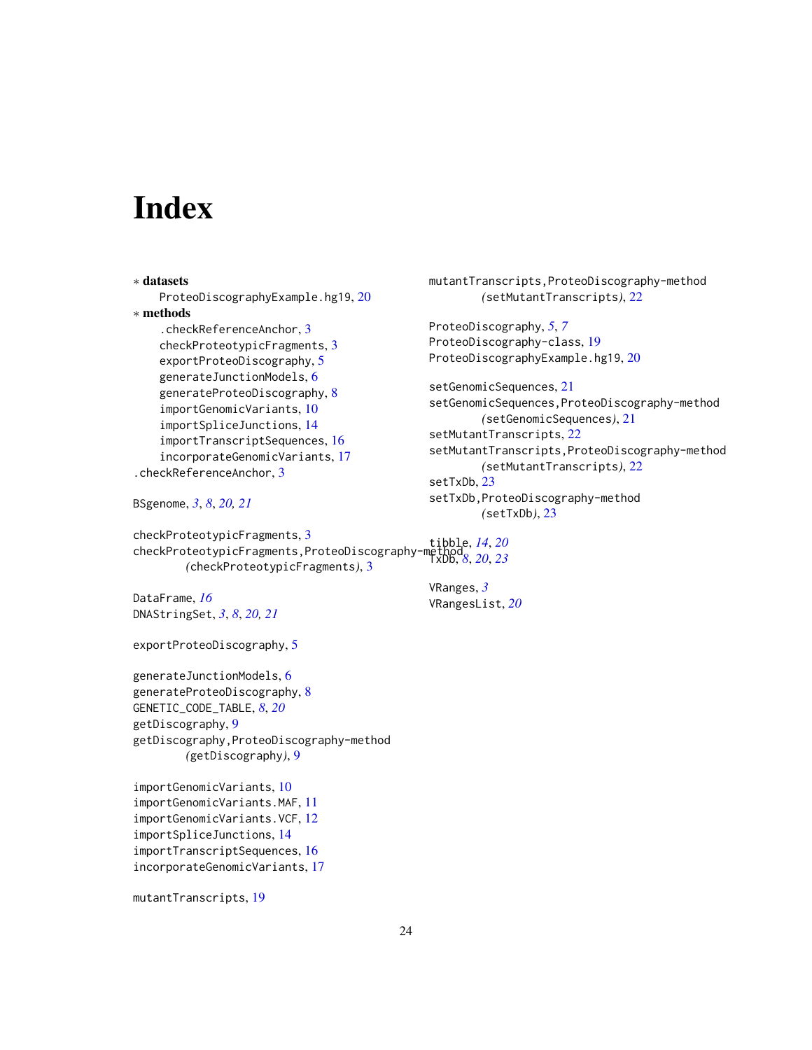# Index

* **datasets**
    - ProteoDiscographyExample.hg19, 20
* **methods**
    - .checkReferenceAnchor, 3
    - checkProteotypicFragments, 3
    - exportProteoDiscography, 5
    - generateJunctionModels, 6
    - generateProteoDiscography, 8
    - importGenomicVariants, 10
    - importSpliceJunctions, 14
    - importTranscriptSequences, 16
    - incorporateGenomicVariants, 17

.checkReferenceAnchor, 3

BSgenome, *3*, *8*, *20, 21*

checkProteotypicFragments, 3
checkProteotypicFragments,ProteoDiscography-method
        (checkProteotypicFragments), 3

DataFrame, *16*
DNAStringSet, *3*, *8*, *20, 21*

exportProteoDiscography, 5

generateJunctionModels, 6
generateProteoDiscography, 8
GENETIC_CODE_TABLE, *8*, *20*
getDiscography, 9
getDiscography,ProteoDiscography-method
        (getDiscography), 9

importGenomicVariants, 10
importGenomicVariants.MAF, 11
importGenomicVariants.VCF, 12
importSpliceJunctions, 14
importTranscriptSequences, 16
incorporateGenomicVariants, 17

mutantTranscripts, 19
mutantTranscripts,ProteoDiscography-method
        (setMutantTranscripts), 22

ProteoDiscography, *5*, *7*
ProteoDiscography-class, 19
ProteoDiscographyExample.hg19, 20

setGenomicSequences, 21
setGenomicSequences,ProteoDiscography-method
        (setGenomicSequences), 21
setMutantTranscripts, 22
setMutantTranscripts,ProteoDiscography-method
        (setMutantTranscripts), 22
setTxDb, 23
setTxDb,ProteoDiscography-method
        (setTxDb), 23

tibble, *14*, *20*
TxDb, *8*, *20*, *23*

VRanges, *3*
VRangesList, *20*